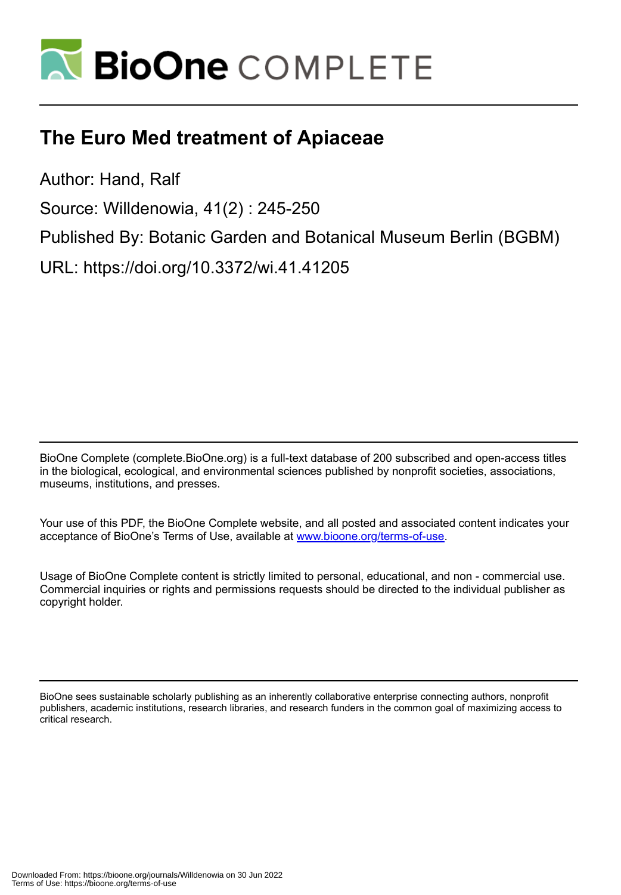# The Euro Med treatment of Apiaceae

Author: Hand, Ralf

Source: Willdenowia, 41(2) : 245-250

Published By: Botanic Garden and Botanical Museum Berlin (BGBM)

URL: https://doi.org/10.3372/wi.41.41205

BioOne Complete (complete.BioOne.org) is a full-text database of 200 subscribed and open-access titles in the biological, ecological, and environmental sciences published by nonprofit societies, associations, museums, institutions, and presses.

Your use of this PDF, the BioOne Complete website, and all posted and associated content indicates your acceptance of BioOne's Terms of Use, available at www.bioone.org/terms-of-use.

Usage of BioOne Complete content is strictly limited to personal, educational, and non - commercial use. Commercial inquiries or rights and permissions requests should be directed to the individual publisher as copyright holder.

BioOne sees sustainable scholarly publishing as an inherently collaborative enterprise connecting authors, nonprofit publishers, academic institutions, research libraries, and research funders in the common goal of maximizing access to critical research.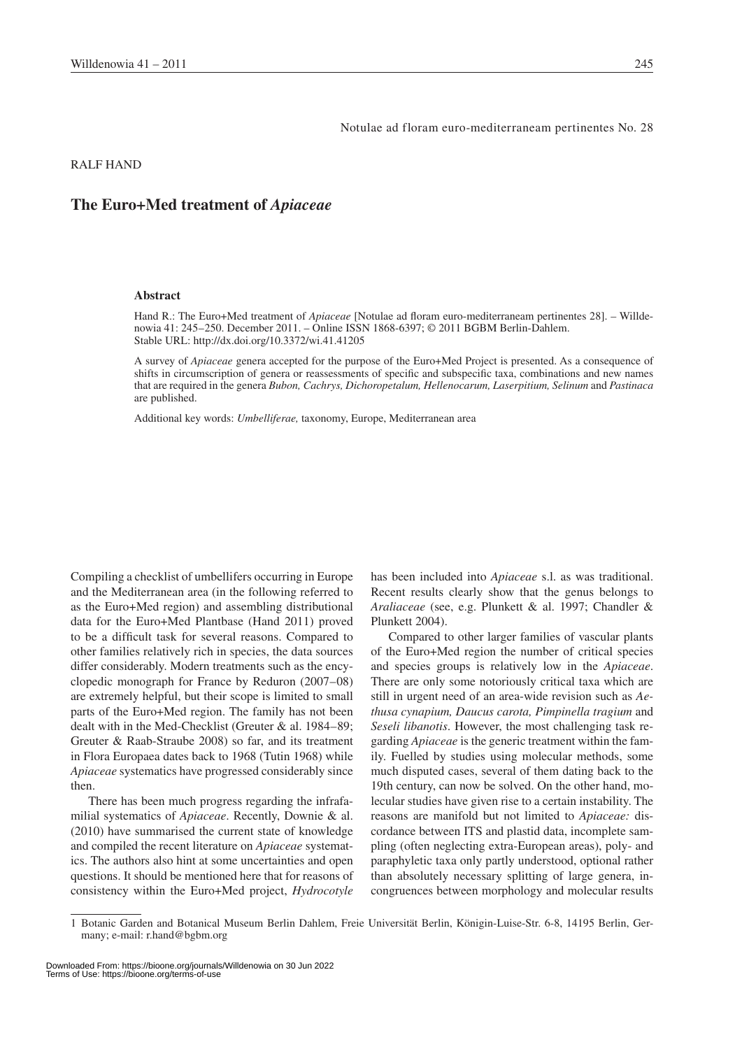Notulae ad floram euro-mediterraneam pertinentes No. 28

RALF HAND

# The Euro+Med treatment of *Apiaceae*

### Abstract

Hand R.: The Euro+Med treatment of *Apiaceae* [Notulae ad floram euro-mediterraneam pertinentes 28]. – Willdenowia 41: 245–250. December 2011. – Online ISSN 1868-6397; © 2011 BGBM Berlin-Dahlem.
Stable URL: http://dx.doi.org/10.3372/wi.41.41205

A survey of *Apiaceae* genera accepted for the purpose of the Euro+Med Project is presented. As a consequence of shifts in circumscription of genera or reassessments of specific and subspecific taxa, combinations and new names that are required in the genera *Bubon, Cachrys, Dichoropetalum, Hellenocarum, Laserpitium, Selinum* and *Pastinaca* are published.

Additional key words: *Umbelliferae,* taxonomy, Europe, Mediterranean area

Compiling a checklist of umbellifers occurring in Europe and the Mediterranean area (in the following referred to as the Euro+Med region) and assembling distributional data for the Euro+Med Plantbase (Hand 2011) proved to be a difficult task for several reasons. Compared to other families relatively rich in species, the data sources differ considerably. Modern treatments such as the encyclopedic monograph for France by Reduron (2007–08) are extremely helpful, but their scope is limited to small parts of the Euro+Med region. The family has not been dealt with in the Med-Checklist (Greuter & al. 1984–89; Greuter & Raab-Straube 2008) so far, and its treatment in Flora Europaea dates back to 1968 (Tutin 1968) while *Apiaceae* systematics have progressed considerably since then.

There has been much progress regarding the infrafamilial systematics of *Apiaceae*. Recently, Downie & al. (2010) have summarised the current state of knowledge and compiled the recent literature on *Apiaceae* systematics. The authors also hint at some uncertainties and open questions. It should be mentioned here that for reasons of consistency within the Euro+Med project, *Hydrocotyle* has been included into *Apiaceae* s.l. as was traditional. Recent results clearly show that the genus belongs to *Araliaceae* (see, e.g. Plunkett & al. 1997; Chandler & Plunkett 2004).

Compared to other larger families of vascular plants of the Euro+Med region the number of critical species and species groups is relatively low in the *Apiaceae*. There are only some notoriously critical taxa which are still in urgent need of an area-wide revision such as *Aethusa cynapium, Daucus carota, Pimpinella tragium* and *Seseli libanotis*. However, the most challenging task regarding *Apiaceae* is the generic treatment within the family. Fuelled by studies using molecular methods, some much disputed cases, several of them dating back to the 19th century, can now be solved. On the other hand, molecular studies have given rise to a certain instability. The reasons are manifold but not limited to *Apiaceae:* discordance between ITS and plastid data, incomplete sampling (often neglecting extra-European areas), poly- and paraphyletic taxa only partly understood, optional rather than absolutely necessary splitting of large genera, incongruences between morphology and molecular results

1 Botanic Garden and Botanical Museum Berlin Dahlem, Freie Universität Berlin, Königin-Luise-Str. 6-8, 14195 Berlin, Germany; e-mail: r.hand@bgbm.org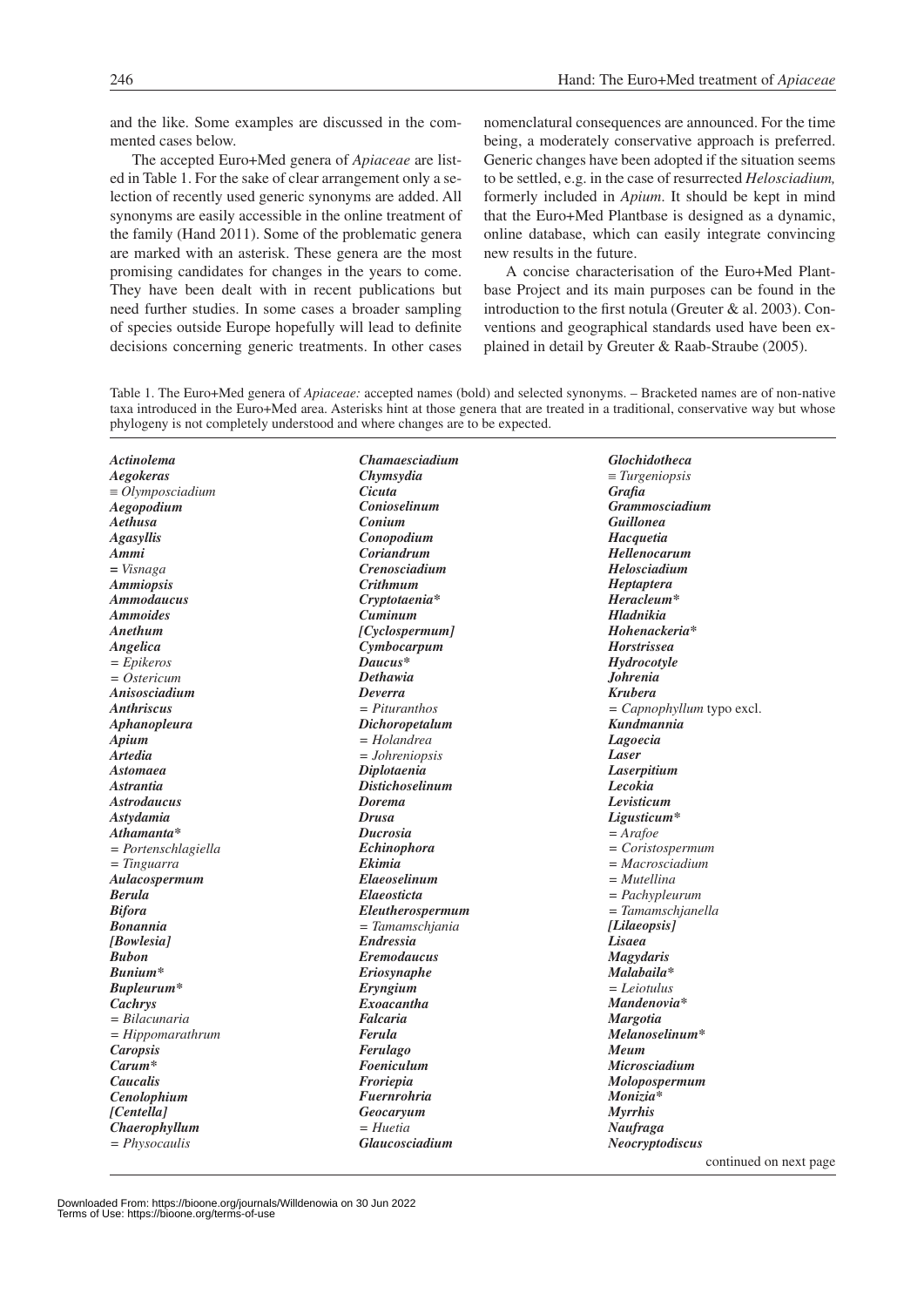and the like. Some examples are discussed in the commented cases below.

The accepted Euro+Med genera of *Apiaceae* are listed in Table 1. For the sake of clear arrangement only a selection of recently used generic synonyms are added. All synonyms are easily accessible in the online treatment of the family (Hand 2011). Some of the problematic genera are marked with an asterisk. These genera are the most promising candidates for changes in the years to come. They have been dealt with in recent publications but need further studies. In some cases a broader sampling of species outside Europe hopefully will lead to definite decisions concerning generic treatments. In other cases nomenclatural consequences are announced. For the time being, a moderately conservative approach is preferred. Generic changes have been adopted if the situation seems to be settled, e.g. in the case of resurrected *Helosciadium,* formerly included in *Apium*. It should be kept in mind that the Euro+Med Plantbase is designed as a dynamic, online database, which can easily integrate convincing new results in the future.

A concise characterisation of the Euro+Med Plantbase Project and its main purposes can be found in the introduction to the first notula (Greuter & al. 2003). Conventions and geographical standards used have been explained in detail by Greuter & Raab-Straube (2005).

Table 1. The Euro+Med genera of *Apiaceae:* accepted names (bold) and selected synonyms. – Bracketed names are of non-native taxa introduced in the Euro+Med area. Asterisks hint at those genera that are treated in a traditional, conservative way but whose phylogeny is not completely understood and where changes are to be expected.

***Actinolema***
***Aegokeras***
≡ *Olymposciadium*
***Aegopodium***
***Aethusa***
***Agasyllis***
***Ammi***
= *Visnaga*
***Ammiopsis***
***Ammodaucus***
***Ammoides***
***Anethum***
***Angelica***
= *Epikeros*
= *Ostericum*
***Anisosciadium***
***Anthriscus***
***Aphanopleura***
***Apium***
***Artedia***
***Astomaea***
***Astrantia***
***Astrodaucus***
***Astydamia***
***Athamanta****
= *Portenschlagiella*
= *Tinguarra*
***Aulacospermum***
***Berula***
***Bifora***
***Bonannia***
***[Bowlesia]***
***Bubon***
***Bunium****
***Bupleurum****
***Cachrys***
= *Bilacunaria*
= *Hippomarathrum*
***Caropsis***
***Carum****
***Caucalis***
***Cenolophium***
***[Centella]***
***Chaerophyllum***
= *Physocaulis*
***Chamaesciadium***
***Chymsydia***
***Cicuta***
***Conioselinum***
***Conium***
***Conopodium***
***Coriandrum***
***Crenosciadium***
***Crithmum***
***Cryptotaenia****
***Cuminum***
***[Cyclospermum]***
***Cymbocarpum***
***Daucus****
***Dethawia***
***Deverra***
= *Pituranthos*
***Dichoropetalum***
= *Holandrea*
= *Johreniopsis*
***Diplotaenia***
***Distichoselinum***
***Dorema***
***Drusa***
***Ducrosia***
***Echinophora***
***Ekimia***
***Elaeoselinum***
***Elaeosticta***
***Eleutherospermum***
= *Tamamschjania*
***Endressia***
***Eremodaucus***
***Eriosynaphe***
***Eryngium***
***Exoacantha***
***Falcaria***
***Ferula***
***Ferulago***
***Foeniculum***
***Froriepia***
***Fuernrohria***
***Geocaryum***
= *Huetia*
***Glaucosciadium***
***Glochidotheca***
≡ *Turgeniopsis*
***Grafia***
***Grammosciadium***
***Guillonea***
***Hacquetia***
***Hellenocarum***
***Helosciadium***
***Heptaptera***
***Heracleum****
***Hladnikia***
***Hohenackeria****
***Horstrissea***
***Hydrocotyle***
***Johrenia***
***Krubera***
= *Capnophyllum* typo excl.
***Kundmannia***
***Lagoecia***
***Laser***
***Laserpitium***
***Lecokia***
***Levisticum***
***Ligusticum****
= *Arafoe*
= *Coristospermum*
= *Macrosciadium*
= *Mutellina*
= *Pachypleurum*
= *Tamamschjanella*
***[Lilaeopsis]***
***Lisaea***
***Magydaris***
***Malabaila****
= *Leiotulus*
***Mandenovia****
***Margotia***
***Melanoselinum****
***Meum***
***Microsciadium***
***Molopospermum***
***Monizia****
***Myrrhis***
***Naufraga***
***Neocryptodiscus***

continued on next page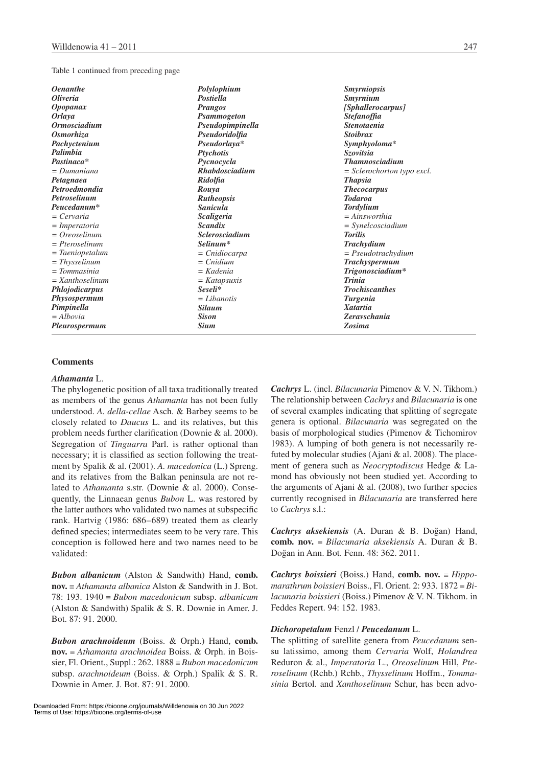Table 1 continued from preceding page

| | | |
|---|---|---|
| ***Oenanthe*** | ***Polylophium*** | ***Smyrniopsis*** |
| ***Oliveria*** | ***Postiella*** | ***Smyrnium*** |
| ***Opopanax*** | ***Prangos*** | ***[Sphallerocarpus]*** |
| ***Orlaya*** | ***Psammogeton*** | ***Stefanoffia*** |
| ***Ormosciadium*** | ***Pseudopimpinella*** | ***Stenotaenia*** |
| ***Osmorhiza*** | ***Pseudoridolfia*** | ***Stoibrax*** |
| ***Pachyctenium*** | ***Pseudorlaya**** | ***Symphyoloma**** |
| ***Palimbia*** | ***Ptychotis*** | ***Szovitsia*** |
| ***Pastinaca**** | ***Pycnocycla*** | ***Thamnosciadium*** |
| *= Dumaniana* | ***Rhabdosciadium*** | *= Sclerochorton typo excl.* |
| ***Petagnaea*** | ***Ridolfia*** | ***Thapsia*** |
| ***Petroedmondia*** | ***Rouya*** | ***Thecocarpus*** |
| ***Petroselinum*** | ***Rutheopsis*** | ***Todaroa*** |
| ***Peucedanum**** | ***Sanicula*** | ***Tordylium*** |
| *= Cervaria* | ***Scaligeria*** | *= Ainsworthia* |
| *= Imperatoria* | ***Scandix*** | *= Synelcosciadium* |
| *= Oreoselinum* | ***Sclerosciadium*** | ***Torilis*** |
| *= Pteroselinum* | ***Selinum**** | ***Trachydium*** |
| *= Taeniopetalum* | *= Cnidiocarpa* | *= Pseudotrachydium* |
| *= Thysselinum* | *= Cnidium* | ***Trachyspermum*** |
| *= Tommasinia* | *= Kadenia* | ***Trigonosciadium**** |
| *= Xanthoselinum* | *= Katapsuxis* | ***Trinia*** |
| ***Phlojodicarpus*** | ***Seseli**** | ***Trochiscanthes*** |
| ***Physospermum*** | *= Libanotis* | ***Turgenia*** |
| ***Pimpinella*** | ***Silaum*** | ***Xatartia*** |
| *= Albovia* | ***Sison*** | ***Zeravschania*** |
| ***Pleurospermum*** | ***Sium*** | ***Zosima*** |

## Comments

### *Athamanta* L.

The phylogenetic position of all taxa traditionally treated as members of the genus *Athamanta* has not been fully understood. *A. della-cellae* Asch. & Barbey seems to be closely related to *Daucus* L. and its relatives, but this problem needs further clarification (Downie & al. 2000). Segregation of *Tinguarra* Parl. is rather optional than necessary; it is classified as section following the treatment by Spalik & al. (2001). *A. macedonica* (L.) Spreng. and its relatives from the Balkan peninsula are not related to *Athamanta* s.str. (Downie & al. 2000). Consequently, the Linnaean genus *Bubon* L. was restored by the latter authors who validated two names at subspecific rank. Hartvig (1986: 686–689) treated them as clearly defined species; intermediates seem to be very rare. This conception is followed here and two names need to be validated:

***Bubon albanicum*** (Alston & Sandwith) Hand, **comb. nov.** ≡ *Athamanta albanica* Alston & Sandwith in J. Bot. 78: 193. 1940 ≡ *Bubon macedonicum* subsp. *albanicum* (Alston & Sandwith) Spalik & S. R. Downie in Amer. J. Bot. 87: 91. 2000.

***Bubon arachnoideum*** (Boiss. & Orph.) Hand, **comb. nov.** ≡ *Athamanta arachnoidea* Boiss. & Orph. in Boissier, Fl. Orient., Suppl.: 262. 1888 ≡ *Bubon macedonicum* subsp. *arachnoideum* (Boiss. & Orph.) Spalik & S. R. Downie in Amer. J. Bot. 87: 91. 2000.

### *Cachrys* L. (incl. *Bilacunaria* Pimenov & V. N. Tikhom.)

The relationship between *Cachrys* and *Bilacunaria* is one of several examples indicating that splitting of segregate genera is optional. *Bilacunaria* was segregated on the basis of morphological studies (Pimenov & Tichomirov 1983). A lumping of both genera is not necessarily refuted by molecular studies (Ajani & al. 2008). The placement of genera such as *Neocryptodiscus* Hedge & Lamond has obviously not been studied yet. According to the arguments of Ajani & al. (2008), two further species currently recognised in *Bilacunaria* are transferred here to *Cachrys* s.l.:

***Cachrys aksekiensis*** (A. Duran & B. Doğan) Hand, **comb. nov.** ≡ *Bilacunaria aksekiensis* A. Duran & B. Doğan in Ann. Bot. Fenn. 48: 362. 2011.

***Cachrys boissieri*** (Boiss.) Hand, **comb. nov.** ≡ *Hippomarathrum boissieri* Boiss., Fl. Orient. 2: 933. 1872 ≡ *Bilacunaria boissieri* (Boiss.) Pimenov & V. N. Tikhom. in Feddes Repert. 94: 152. 1983.

### *Dichoropetalum* Fenzl / *Peucedanum* L.

The splitting of satellite genera from *Peucedanum* sensu latissimo, among them *Cervaria* Wolf, *Holandrea* Reduron & al., *Imperatoria* L., *Oreoselinum* Hill, *Pteroselinum* (Rchb.) Rchb., *Thysselinum* Hoffm., *Tommasinia* Bertol. and *Xanthoselinum* Schur, has been advo-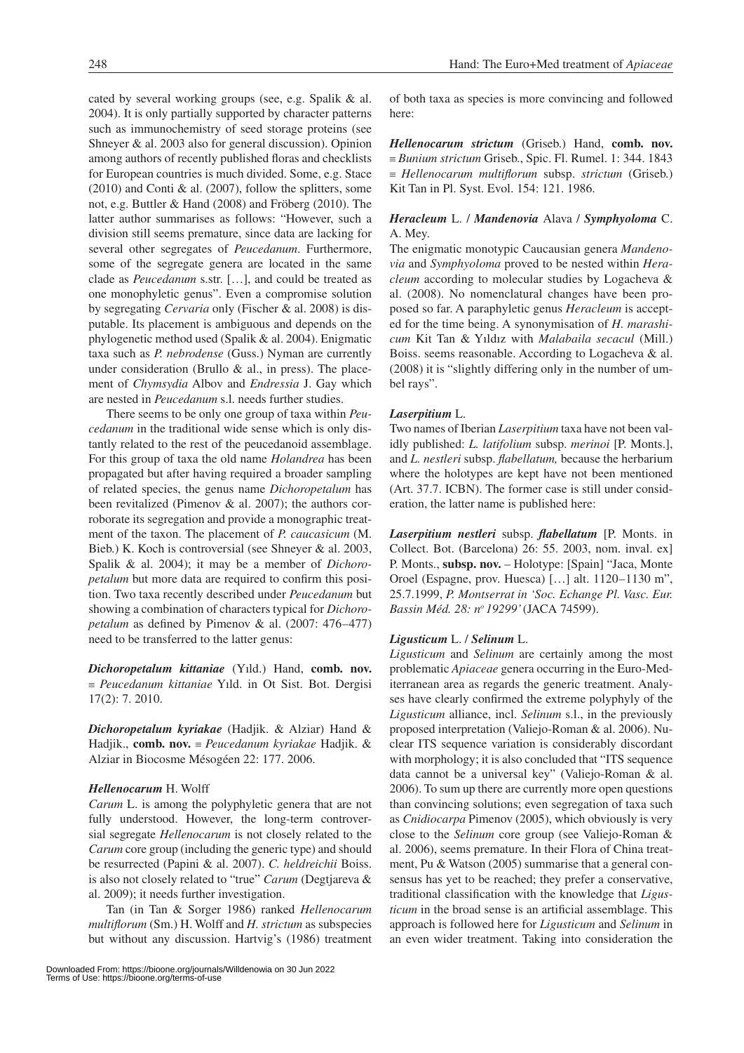cated by several working groups (see, e.g. Spalik & al. 2004). It is only partially supported by character patterns such as immunochemistry of seed storage proteins (see Shneyer & al. 2003 also for general discussion). Opinion among authors of recently published floras and checklists for European countries is much divided. Some, e.g. Stace (2010) and Conti & al. (2007), follow the splitters, some not, e.g. Buttler & Hand (2008) and Fröberg (2010). The latter author summarises as follows: "However, such a division still seems premature, since data are lacking for several other segregates of *Peucedanum*. Furthermore, some of the segregate genera are located in the same clade as *Peucedanum* s.str. […], and could be treated as one monophyletic genus". Even a compromise solution by segregating *Cervaria* only (Fischer & al. 2008) is disputable. Its placement is ambiguous and depends on the phylogenetic method used (Spalik & al. 2004). Enigmatic taxa such as *P. nebrodense* (Guss.) Nyman are currently under consideration (Brullo & al., in press). The placement of *Chymsydia* Albov and *Endressia* J. Gay which are nested in *Peucedanum* s.l. needs further studies.

There seems to be only one group of taxa within *Peucedanum* in the traditional wide sense which is only distantly related to the rest of the peucedanoid assemblage. For this group of taxa the old name *Holandrea* has been propagated but after having required a broader sampling of related species, the genus name *Dichoropetalum* has been revitalized (Pimenov & al. 2007); the authors corroborate its segregation and provide a monographic treatment of the taxon. The placement of *P. caucasicum* (M. Bieb.) K. Koch is controversial (see Shneyer & al. 2003, Spalik & al. 2004); it may be a member of *Dichoropetalum* but more data are required to confirm this position. Two taxa recently described under *Peucedanum* but showing a combination of characters typical for *Dichoropetalum* as defined by Pimenov & al. (2007: 476–477) need to be transferred to the latter genus:

***Dichoropetalum kittaniae*** (Yıld.) Hand, **comb. nov.** ≡ *Peucedanum kittaniae* Yıld. in Ot Sist. Bot. Dergisi 17(2): 7. 2010.

***Dichoropetalum kyriakae*** (Hadjik. & Alziar) Hand & Hadjik., **comb. nov.** ≡ *Peucedanum kyriakae* Hadjik. & Alziar in Biocosme Mésogéen 22: 177. 2006.

#### *Hellenocarum* H. Wolff

*Carum* L. is among the polyphyletic genera that are not fully understood. However, the long-term controversial segregate *Hellenocarum* is not closely related to the *Carum* core group (including the generic type) and should be resurrected (Papini & al. 2007). *C. heldreichii* Boiss. is also not closely related to "true" *Carum* (Degtjareva & al. 2009); it needs further investigation.

Tan (in Tan & Sorger 1986) ranked *Hellenocarum multiflorum* (Sm.) H. Wolff and *H. strictum* as subspecies but without any discussion. Hartvig's (1986) treatment of both taxa as species is more convincing and followed here:

***Hellenocarum strictum*** (Griseb.) Hand, **comb. nov.** ≡ *Bunium strictum* Griseb., Spic. Fl. Rumel. 1: 344. 1843 ≡ *Hellenocarum multiflorum* subsp. *strictum* (Griseb.) Kit Tan in Pl. Syst. Evol. 154: 121. 1986.

#### *Heracleum* L. / *Mandenovia* Alava / *Symphyoloma* C. A. Mey.

The enigmatic monotypic Caucausian genera *Mandenovia* and *Symphyoloma* proved to be nested within *Heracleum* according to molecular studies by Logacheva & al. (2008). No nomenclatural changes have been proposed so far. A paraphyletic genus *Heracleum* is accepted for the time being. A synonymisation of *H. marashicum* Kit Tan & Yıldız with *Malabaila secacul* (Mill.) Boiss. seems reasonable. According to Logacheva & al. (2008) it is "slightly differing only in the number of umbel rays".

#### *Laserpitium* L.

Two names of Iberian *Laserpitium* taxa have not been validly published: *L. latifolium* subsp. *merinoi* [P. Monts.], and *L. nestleri* subsp. *flabellatum,* because the herbarium where the holotypes are kept have not been mentioned (Art. 37.7. ICBN). The former case is still under consideration, the latter name is published here:

***Laserpitium nestleri*** subsp. ***flabellatum*** [P. Monts. in Collect. Bot. (Barcelona) 26: 55. 2003, nom. inval. ex] P. Monts., **subsp. nov.** – Holotype: [Spain] "Jaca, Monte Oroel (Espagne, prov. Huesca) […] alt. 1120–1130 m", 25.7.1999, *P. Montserrat in 'Soc. Echange Pl. Vasc. Eur. Bassin Méd. 28: nº 19299'* (JACA 74599).

#### *Ligusticum* L. / *Selinum* L.

*Ligusticum* and *Selinum* are certainly among the most problematic *Apiaceae* genera occurring in the Euro-Mediterranean area as regards the generic treatment. Analyses have clearly confirmed the extreme polyphyly of the *Ligusticum* alliance, incl. *Selinum* s.l., in the previously proposed interpretation (Valiejo-Roman & al. 2006). Nuclear ITS sequence variation is considerably discordant with morphology; it is also concluded that "ITS sequence data cannot be a universal key" (Valiejo-Roman & al. 2006). To sum up there are currently more open questions than convincing solutions; even segregation of taxa such as *Cnidiocarpa* Pimenov (2005), which obviously is very close to the *Selinum* core group (see Valiejo-Roman & al. 2006), seems premature. In their Flora of China treatment, Pu & Watson (2005) summarise that a general consensus has yet to be reached; they prefer a conservative, traditional classification with the knowledge that *Ligusticum* in the broad sense is an artificial assemblage. This approach is followed here for *Ligusticum* and *Selinum* in an even wider treatment. Taking into consideration the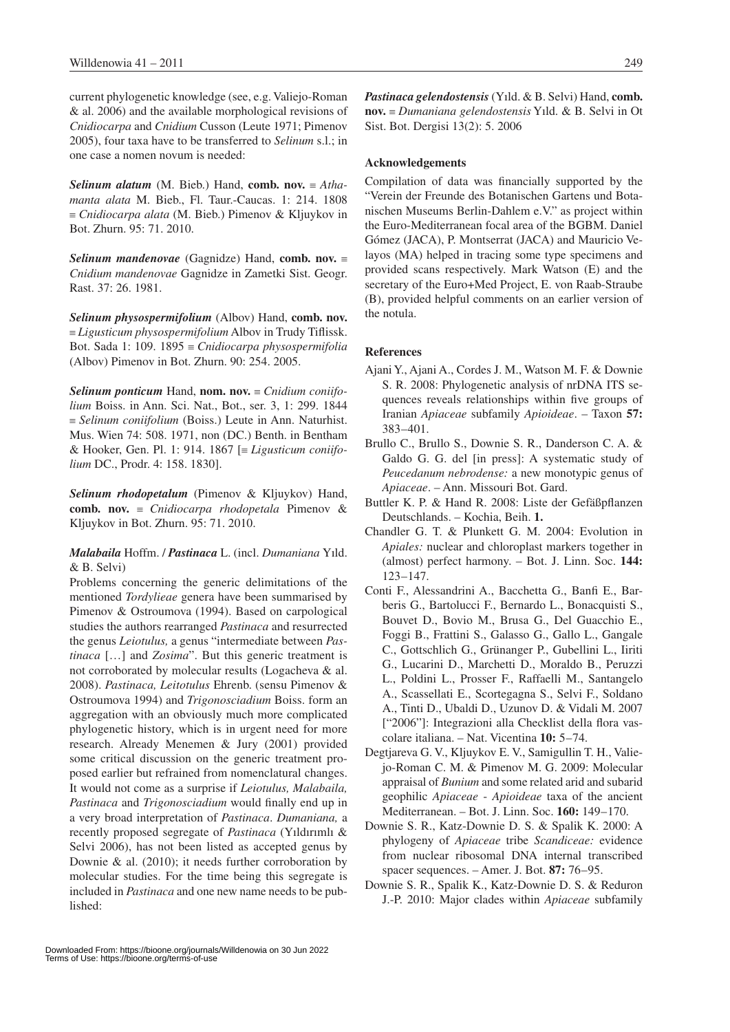current phylogenetic knowledge (see, e.g. Valiejo-Roman & al. 2006) and the available morphological revisions of *Cnidiocarpa* and *Cnidium* Cusson (Leute 1971; Pimenov 2005), four taxa have to be transferred to *Selinum* s.l.; in one case a nomen novum is needed:

***Selinum alatum*** (M. Bieb.) Hand, **comb. nov.** ≡ *Athamanta alata* M. Bieb., Fl. Taur.-Caucas. 1: 214. 1808 ≡ *Cnidiocarpa alata* (M. Bieb.) Pimenov & Kljuykov in Bot. Zhurn. 95: 71. 2010.

***Selinum mandenovae*** (Gagnidze) Hand, **comb. nov.** ≡ *Cnidium mandenovae* Gagnidze in Zametki Sist. Geogr. Rast. 37: 26. 1981.

***Selinum physospermifolium*** (Albov) Hand, **comb. nov.** ≡ *Ligusticum physospermifolium* Albov in Trudy Tiflissk. Bot. Sada 1: 109. 1895 ≡ *Cnidiocarpa physospermifolia* (Albov) Pimenov in Bot. Zhurn. 90: 254. 2005.

***Selinum ponticum*** Hand, **nom. nov.** ≡ *Cnidium coniifolium* Boiss. in Ann. Sci. Nat., Bot., ser. 3, 1: 299. 1844 ≡ *Selinum coniifolium* (Boiss.) Leute in Ann. Naturhist. Mus. Wien 74: 508. 1971, non (DC.) Benth. in Bentham & Hooker, Gen. Pl. 1: 914. 1867 [≡ *Ligusticum coniifolium* DC., Prodr. 4: 158. 1830].

***Selinum rhodopetalum*** (Pimenov & Kljuykov) Hand, **comb. nov.** ≡ *Cnidiocarpa rhodopetala* Pimenov & Kljuykov in Bot. Zhurn. 95: 71. 2010.

***Malabaila*** Hoffm. / ***Pastinaca*** L. (incl. *Dumaniana* Yıld. & B. Selvi)

Problems concerning the generic delimitations of the mentioned *Tordylieae* genera have been summarised by Pimenov & Ostroumova (1994). Based on carpological studies the authors rearranged *Pastinaca* and resurrected the genus *Leiotulus,* a genus "intermediate between *Pastinaca* […] and *Zosima*". But this generic treatment is not corroborated by molecular results (Logacheva & al. 2008). *Pastinaca, Leitotulus* Ehrenb. (sensu Pimenov & Ostroumova 1994) and *Trigonosciadium* Boiss. form an aggregation with an obviously much more complicated phylogenetic history, which is in urgent need for more research. Already Menemen & Jury (2001) provided some critical discussion on the generic treatment proposed earlier but refrained from nomenclatural changes. It would not come as a surprise if *Leiotulus, Malabaila, Pastinaca* and *Trigonosciadium* would finally end up in a very broad interpretation of *Pastinaca*. *Dumaniana,* a recently proposed segregate of *Pastinaca* (Yıldırımlı & Selvi 2006), has not been listed as accepted genus by Downie & al. (2010); it needs further corroboration by molecular studies. For the time being this segregate is included in *Pastinaca* and one new name needs to be published:

***Pastinaca gelendostensis*** (Yıld. & B. Selvi) Hand, **comb. nov.** ≡ *Dumaniana gelendostensis* Yıld. & B. Selvi in Ot Sist. Bot. Dergisi 13(2): 5. 2006

## Acknowledgements

Compilation of data was financially supported by the "Verein der Freunde des Botanischen Gartens und Botanischen Museums Berlin-Dahlem e.V." as project within the Euro-Mediterranean focal area of the BGBM. Daniel Gómez (JACA), P. Montserrat (JACA) and Mauricio Velayos (MA) helped in tracing some type specimens and provided scans respectively. Mark Watson (E) and the secretary of the Euro+Med Project, E. von Raab-Straube (B), provided helpful comments on an earlier version of the notula.

## References

- Ajani Y., Ajani A., Cordes J. M., Watson M. F. & Downie S. R. 2008: Phylogenetic analysis of nrDNA ITS sequences reveals relationships within five groups of Iranian *Apiaceae* subfamily *Apioideae*. – Taxon **57:** 383–401.
- Brullo C., Brullo S., Downie S. R., Danderson C. A. & Galdo G. G. del [in press]: A systematic study of *Peucedanum nebrodense:* a new monotypic genus of *Apiaceae*. – Ann. Missouri Bot. Gard.
- Buttler K. P. & Hand R. 2008: Liste der Gefäßpflanzen Deutschlands. – Kochia, Beih. **1.**
- Chandler G. T. & Plunkett G. M. 2004: Evolution in *Apiales:* nuclear and chloroplast markers together in (almost) perfect harmony. – Bot. J. Linn. Soc. **144:** 123–147.
- Conti F., Alessandrini A., Bacchetta G., Banfi E., Barberis G., Bartolucci F., Bernardo L., Bonacquisti S., Bouvet D., Bovio M., Brusa G., Del Guacchio E., Foggi B., Frattini S., Galasso G., Gallo L., Gangale C., Gottschlich G., Grünanger P., Gubellini L., Iiriti G., Lucarini D., Marchetti D., Moraldo B., Peruzzi L., Poldini L., Prosser F., Raffaelli M., Santangelo A., Scassellati E., Scortegagna S., Selvi F., Soldano A., Tinti D., Ubaldi D., Uzunov D. & Vidali M. 2007 ["2006"]: Integrazioni alla Checklist della flora vascolare italiana. – Nat. Vicentina **10:** 5–74.
- Degtjareva G. V., Kljuykov E. V., Samigullin T. H., Valiejo-Roman C. M. & Pimenov M. G. 2009: Molecular appraisal of *Bunium* and some related arid and subarid geophilic *Apiaceae - Apioideae* taxa of the ancient Mediterranean. – Bot. J. Linn. Soc. **160:** 149–170.
- Downie S. R., Katz-Downie D. S. & Spalik K. 2000: A phylogeny of *Apiaceae* tribe *Scandiceae:* evidence from nuclear ribosomal DNA internal transcribed spacer sequences. – Amer. J. Bot. **87:** 76–95.
- Downie S. R., Spalik K., Katz-Downie D. S. & Reduron J.-P. 2010: Major clades within *Apiaceae* subfamily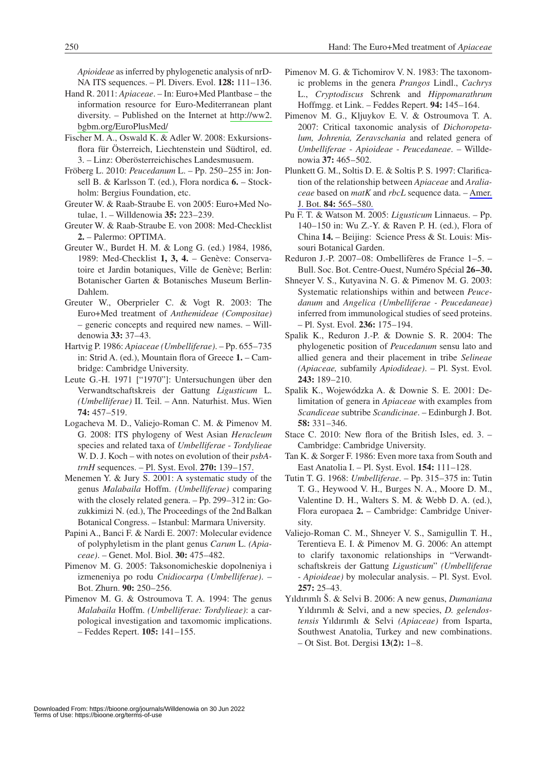*Apioideae* as inferred by phylogenetic analysis of nrDNA ITS sequences. – Pl. Divers. Evol. **128:** 111–136.

Hand R. 2011: *Apiaceae*. – In: Euro+Med Plantbase – the information resource for Euro-Mediterranean plant diversity. – Published on the Internet at http://ww2.bgbm.org/EuroPlusMed/

Fischer M. A., Oswald K. & Adler W. 2008: Exkursionsflora für Österreich, Liechtenstein und Südtirol, ed. 3. – Linz: Oberösterreichisches Landesmusuem.

Fröberg L. 2010: *Peucedanum* L. – Pp. 250–255 in: Jonsell B. & Karlsson T. (ed.), Flora nordica **6.** – Stockholm: Bergius Foundation, etc.

Greuter W. & Raab-Straube E. von 2005: Euro+Med Notulae, 1. – Willdenowia **35:** 223–239.

Greuter W. & Raab-Straube E. von 2008: Med-Checklist **2.** – Palermo: OPTIMA.

Greuter W., Burdet H. M. & Long G. (ed.) 1984, 1986, 1989: Med-Checklist **1, 3, 4.** – Genève: Conservatoire et Jardin botaniques, Ville de Genève; Berlin: Botanischer Garten & Botanisches Museum Berlin-Dahlem.

Greuter W., Oberprieler C. & Vogt R. 2003: The Euro+Med treatment of *Anthemideae (Compositae)* – generic concepts and required new names. – Willdenowia **33:** 37–43.

Hartvig P. 1986: *Apiaceae (Umbelliferae)*. – Pp. 655–735 in: Strid A. (ed.), Mountain flora of Greece **1.** – Cambridge: Cambridge University.

Leute G.-H. 1971 ["1970"]: Untersuchungen über den Verwandtschaftskreis der Gattung *Ligusticum* L. *(Umbelliferae)* II. Teil. – Ann. Naturhist. Mus. Wien **74:** 457–519.

Logacheva M. D., Valiejo-Roman C. M. & Pimenov M. G. 2008: ITS phylogeny of West Asian *Heracleum* species and related taxa of *Umbelliferae - Tordylieae* W. D. J. Koch – with notes on evolution of their *psbA-trnH* sequences. – Pl. Syst. Evol. **270:** 139–157.

Menemen Y. & Jury S. 2001: A systematic study of the genus *Malabaila* Hoffm. *(Umbelliferae)* comparing with the closely related genera. – Pp. 299–312 in: Gozukkimizi N. (ed.), The Proceedings of the 2nd Balkan Botanical Congress. – Istanbul: Marmara University.

Papini A., Banci F. & Nardi E. 2007: Molecular evidence of polyphyletism in the plant genus *Carum* L. *(Apiaceae)*. – Genet. Mol. Biol. **30:** 475–482.

Pimenov M. G. 2005: Taksonomicheskie dopolneniya i izmeneniya po rodu *Cnidiocarpa (Umbelliferae)*. – Bot. Zhurn. **90:** 250–256.

Pimenov M. G. & Ostroumova T. A. 1994: The genus *Malabaila* Hoffm. *(Umbelliferae: Tordylieae)*: a carpological investigation and taxomomic implications. – Feddes Repert. **105:** 141–155.

Pimenov M. G. & Tichomirov V. N. 1983: The taxonomic problems in the genera *Prangos* Lindl., *Cachrys* L., *Cryptodiscus* Schrenk and *Hippomarathrum* Hoffmgg. et Link. – Feddes Repert. **94:** 145–164.

Pimenov M. G., Kljuykov E. V. & Ostroumova T. A. 2007: Critical taxonomic analysis of *Dichoropetalum, Johrenia, Zeravschania* and related genera of *Umbelliferae - Apioideae - Peucedaneae*. – Willdenowia **37:** 465–502.

Plunkett G. M., Soltis D. E. & Soltis P. S. 1997: Clarification of the relationship between *Apiaceae* and *Araliaceae* based on *matK* and *rbcL* sequence data. – Amer. J. Bot. **84:** 565–580.

Pu F. T. & Watson M. 2005: *Ligusticum* Linnaeus. – Pp. 140–150 in: Wu Z.-Y. & Raven P. H. (ed.), Flora of China **14.** – Beijing: Science Press & St. Louis: Missouri Botanical Garden.

Reduron J.-P. 2007–08: Ombellifères de France 1–5. – Bull. Soc. Bot. Centre-Ouest, Numéro Spécial **26–30.**

Shneyer V. S., Kutyavina N. G. & Pimenov M. G. 2003: Systematic relationships within and between *Peucedanum* and *Angelica (Umbelliferae - Peucedaneae)* inferred from immunological studies of seed proteins. – Pl. Syst. Evol. **236:** 175–194.

Spalik K., Reduron J.-P. & Downie S. R. 2004: The phylogenetic position of *Peucedanum* sensu lato and allied genera and their placement in tribe *Selineae (Apiaceae,* subfamily *Apiodideae)*. – Pl. Syst. Evol. **243:** 189–210.

Spalik K., Wojewódzka A. & Downie S. E. 2001: Delimitation of genera in *Apiaceae* with examples from *Scandiceae* subtribe *Scandicinae*. – Edinburgh J. Bot. **58:** 331–346.

Stace C. 2010: New flora of the British Isles, ed. 3. – Cambridge: Cambridge University.

Tan K. & Sorger F. 1986: Even more taxa from South and East Anatolia I. – Pl. Syst. Evol. **154:** 111–128.

Tutin T. G. 1968: *Umbelliferae*. – Pp. 315–375 in: Tutin T. G., Heywood V. H., Burges N. A., Moore D. M., Valentine D. H., Walters S. M. & Webb D. A. (ed.), Flora europaea **2.** – Cambridge: Cambridge University.

Valiejo-Roman C. M., Shneyer V. S., Samigullin T. H., Terentieva E. I. & Pimenov M. G. 2006: An attempt to clarify taxonomic relationships in "Verwandtschaftskreis der Gattung *Ligusticum*" *(Umbelliferae - Apioideae)* by molecular analysis. – Pl. Syst. Evol. **257:** 25–43.

Yıldırımlı Š. & Selvi B. 2006: A new genus, *Dumaniana* Yıldırımlı & Selvi, and a new species, *D. gelendostensis* Yıldırımlı & Selvi *(Apiaceae)* from Isparta, Southwest Anatolia, Turkey and new combinations. – Ot Sist. Bot. Dergisi **13(2):** 1–8.